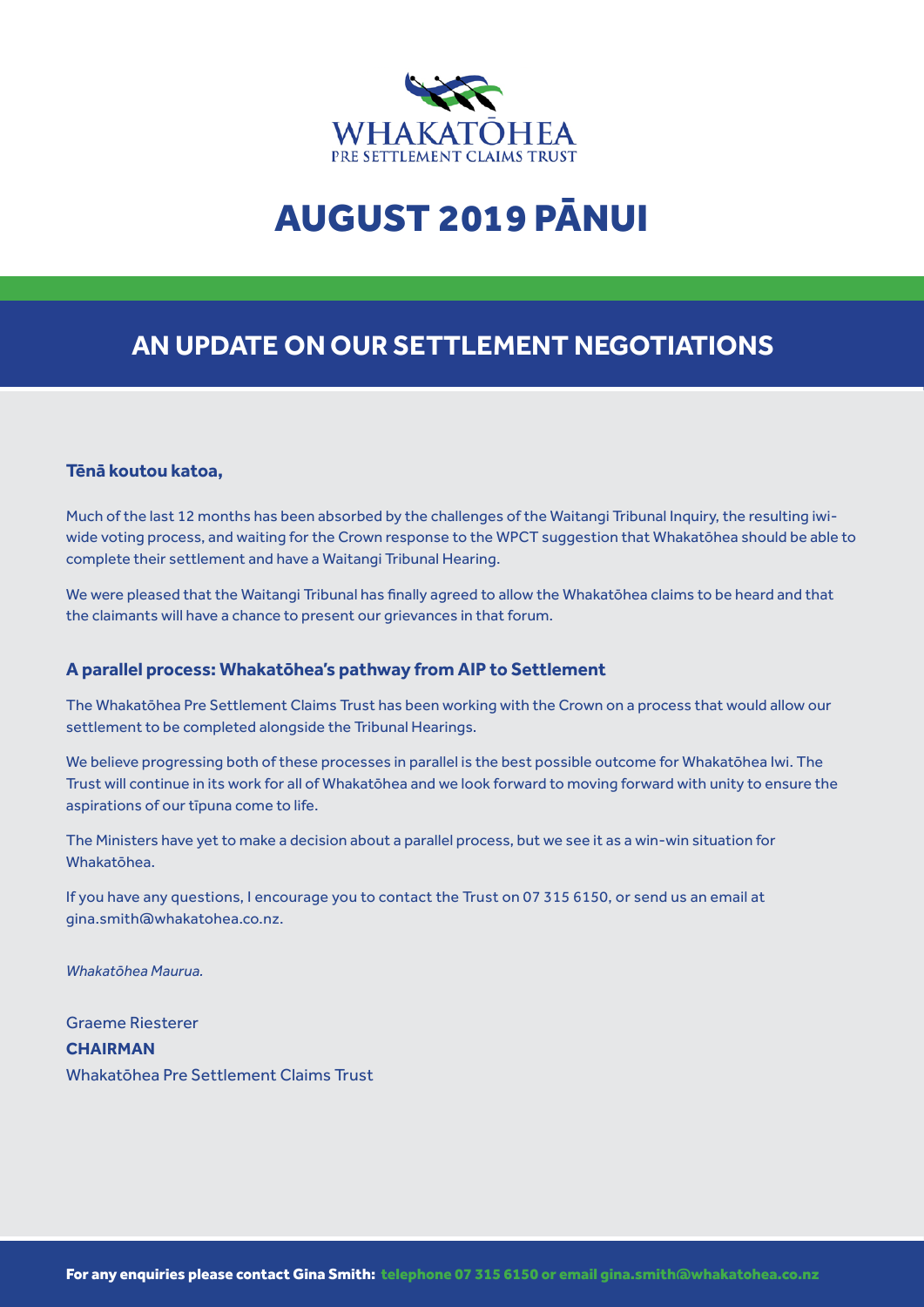WHAKATŌHEA
PRE SETTLEMENT CLAIMS TRUST

# AUGUST 2019 PĀNUI

## AN UPDATE ON OUR SETTLEMENT NEGOTIATIONS

**Tēnā koutou katoa,**

Much of the last 12 months has been absorbed by the challenges of the Waitangi Tribunal Inquiry, the resulting iwi-wide voting process, and waiting for the Crown response to the WPCT suggestion that Whakatōhea should be able to complete their settlement and have a Waitangi Tribunal Hearing.

We were pleased that the Waitangi Tribunal has finally agreed to allow the Whakatōhea claims to be heard and that the claimants will have a chance to present our grievances in that forum.

### A parallel process: Whakatōhea's pathway from AIP to Settlement

The Whakatōhea Pre Settlement Claims Trust has been working with the Crown on a process that would allow our settlement to be completed alongside the Tribunal Hearings.

We believe progressing both of these processes in parallel is the best possible outcome for Whakatōhea Iwi. The Trust will continue in its work for all of Whakatōhea and we look forward to moving forward with unity to ensure the aspirations of our tīpuna come to life.

The Ministers have yet to make a decision about a parallel process, but we see it as a win-win situation for Whakatōhea.

If you have any questions, I encourage you to contact the Trust on 07 315 6150, or send us an email at gina.smith@whakatohea.co.nz.

*Whakatōhea Maurua.*

Graeme Riesterer
**CHAIRMAN**
Whakatōhea Pre Settlement Claims Trust

**For any enquiries please contact Gina Smith:** telephone 07 315 6150 or email gina.smith@whakatohea.co.nz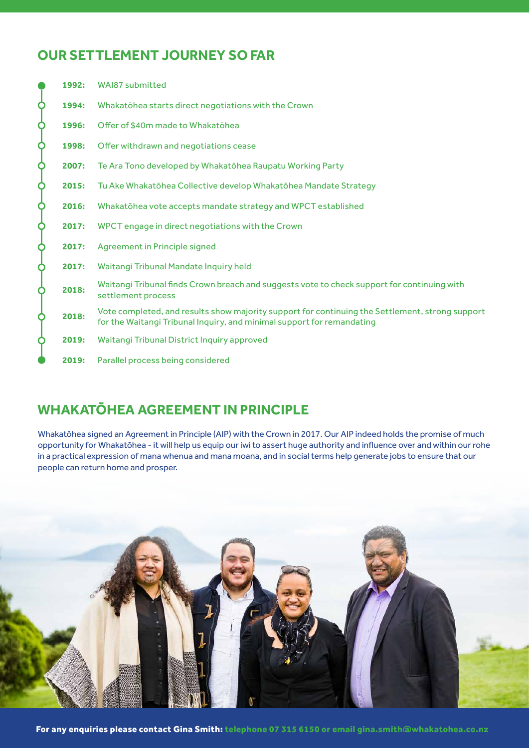## OUR SETTLEMENT JOURNEY SO FAR

- **1992:** WAI87 submitted
- **1994:** Whakatōhea starts direct negotiations with the Crown
- **1996:** Offer of $40m made to Whakatōhea
- **1998:** Offer withdrawn and negotiations cease
- **2007:** Te Ara Tono developed by Whakatōhea Raupatu Working Party
- **2015:** Tu Ake Whakatōhea Collective develop Whakatōhea Mandate Strategy
- **2016:** Whakatōhea vote accepts mandate strategy and WPCT established
- **2017:** WPCT engage in direct negotiations with the Crown
- **2017:** Agreement in Principle signed
- **2017:** Waitangi Tribunal Mandate Inquiry held
- **2018:** Waitangi Tribunal finds Crown breach and suggests vote to check support for continuing with settlement process
- **2018:** Vote completed, and results show majority support for continuing the Settlement, strong support for the Waitangi Tribunal Inquiry, and minimal support for remandating
- **2019:** Waitangi Tribunal District Inquiry approved
- **2019:** Parallel process being considered

## WHAKATŌHEA AGREEMENT IN PRINCIPLE

Whakatōhea signed an Agreement in Principle (AIP) with the Crown in 2017. Our AIP indeed holds the promise of much opportunity for Whakatōhea - it will help us equip our iwi to assert huge authority and influence over and within our rohe in a practical expression of mana whenua and mana moana, and in social terms help generate jobs to ensure that our people can return home and prosper.

**For any enquiries please contact Gina Smith:** telephone 07 315 6150 or email gina.smith@whakatohea.co.nz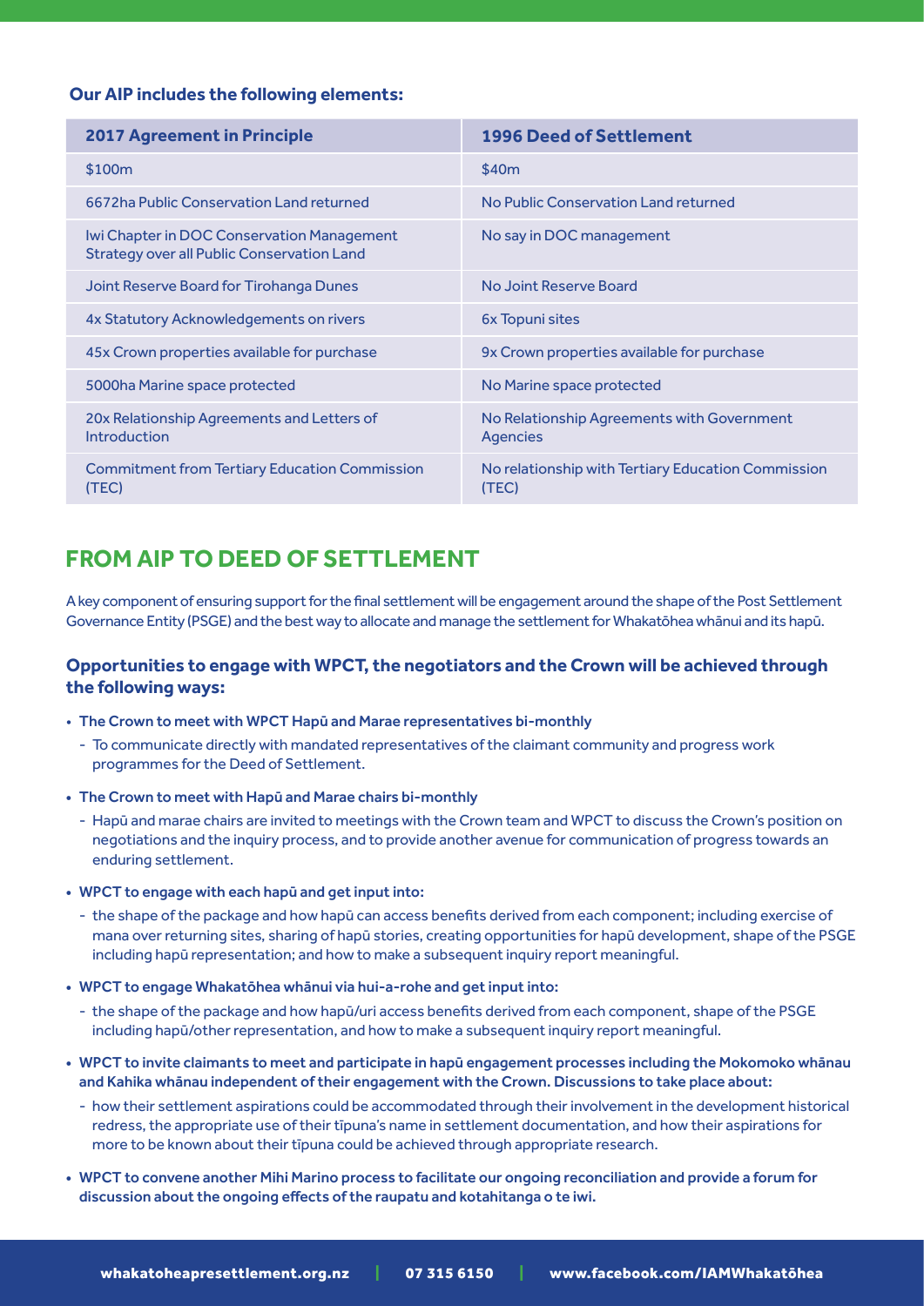**Our AIP includes the following elements:**

| 2017 Agreement in Principle | 1996 Deed of Settlement |
|---|---|
| $100m | $40m |
| 6672ha Public Conservation Land returned | No Public Conservation Land returned |
| Iwi Chapter in DOC Conservation Management Strategy over all Public Conservation Land | No say in DOC management |
| Joint Reserve Board for Tirohanga Dunes | No Joint Reserve Board |
| 4x Statutory Acknowledgements on rivers | 6x Topuni sites |
| 45x Crown properties available for purchase | 9x Crown properties available for purchase |
| 5000ha Marine space protected | No Marine space protected |
| 20x Relationship Agreements and Letters of Introduction | No Relationship Agreements with Government Agencies |
| Commitment from Tertiary Education Commission (TEC) | No relationship with Tertiary Education Commission (TEC) |

## FROM AIP TO DEED OF SETTLEMENT

A key component of ensuring support for the final settlement will be engagement around the shape of the Post Settlement Governance Entity (PSGE) and the best way to allocate and manage the settlement for Whakatōhea whānui and its hapū.

### Opportunities to engage with WPCT, the negotiators and the Crown will be achieved through the following ways:

- **The Crown to meet with WPCT Hapū and Marae representatives bi-monthly**
  - To communicate directly with mandated representatives of the claimant community and progress work programmes for the Deed of Settlement.
- **The Crown to meet with Hapū and Marae chairs bi-monthly**
  - Hapū and marae chairs are invited to meetings with the Crown team and WPCT to discuss the Crown's position on negotiations and the inquiry process, and to provide another avenue for communication of progress towards an enduring settlement.
- **WPCT to engage with each hapū and get input into:**
  - the shape of the package and how hapū can access benefits derived from each component; including exercise of mana over returning sites, sharing of hapū stories, creating opportunities for hapū development, shape of the PSGE including hapū representation; and how to make a subsequent inquiry report meaningful.
- **WPCT to engage Whakatōhea whānui via hui-a-rohe and get input into:**
  - the shape of the package and how hapū/uri access benefits derived from each component, shape of the PSGE including hapū/other representation, and how to make a subsequent inquiry report meaningful.
- **WPCT to invite claimants to meet and participate in hapū engagement processes including the Mokomoko whānau and Kahika whānau independent of their engagement with the Crown. Discussions to take place about:**
  - how their settlement aspirations could be accommodated through their involvement in the development historical redress, the appropriate use of their tīpuna's name in settlement documentation, and how their aspirations for more to be known about their tīpuna could be achieved through appropriate research.
- **WPCT to convene another Mihi Marino process to facilitate our ongoing reconciliation and provide a forum for discussion about the ongoing effects of the raupatu and kotahitanga o te iwi.**

whakatoheapresettlement.org.nz | 07 315 6150 | www.facebook.com/IAMWhakatōhea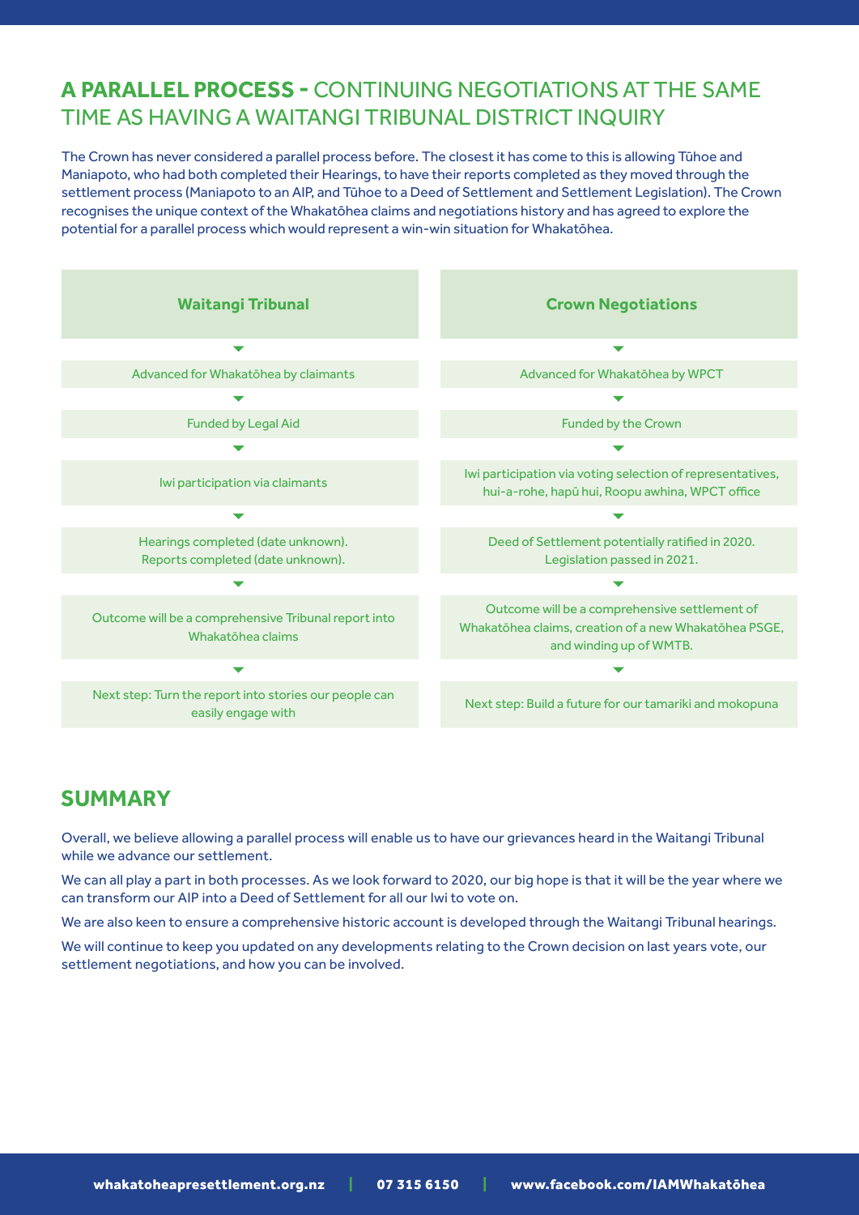## **A PARALLEL PROCESS -** CONTINUING NEGOTIATIONS AT THE SAME TIME AS HAVING A WAITANGI TRIBUNAL DISTRICT INQUIRY

The Crown has never considered a parallel process before. The closest it has come to this is allowing Tūhoe and Maniapoto, who had both completed their Hearings, to have their reports completed as they moved through the settlement process (Maniapoto to an AIP, and Tūhoe to a Deed of Settlement and Settlement Legislation). The Crown recognises the unique context of the Whakatōhea claims and negotiations history and has agreed to explore the potential for a parallel process which would represent a win-win situation for Whakatōhea.

| Waitangi Tribunal | Crown Negotiations |
|---|---|
| Advanced for Whakatōhea by claimants | Advanced for Whakatōhea by WPCT |
| Funded by Legal Aid | Funded by the Crown |
| Iwi participation via claimants | Iwi participation via voting selection of representatives, hui-a-rohe, hapū hui, Roopu awhina, WPCT office |
| Hearings completed (date unknown). Reports completed (date unknown). | Deed of Settlement potentially ratified in 2020. Legislation passed in 2021. |
| Outcome will be a comprehensive Tribunal report into Whakatōhea claims | Outcome will be a comprehensive settlement of Whakatōhea claims, creation of a new Whakatōhea PSGE, and winding up of WMTB. |
| Next step: Turn the report into stories our people can easily engage with | Next step: Build a future for our tamariki and mokopuna |

## SUMMARY

Overall, we believe allowing a parallel process will enable us to have our grievances heard in the Waitangi Tribunal while we advance our settlement.

We can all play a part in both processes. As we look forward to 2020, our big hope is that it will be the year where we can transform our AIP into a Deed of Settlement for all our Iwi to vote on.

We are also keen to ensure a comprehensive historic account is developed through the Waitangi Tribunal hearings.

We will continue to keep you updated on any developments relating to the Crown decision on last years vote, our settlement negotiations, and how you can be involved.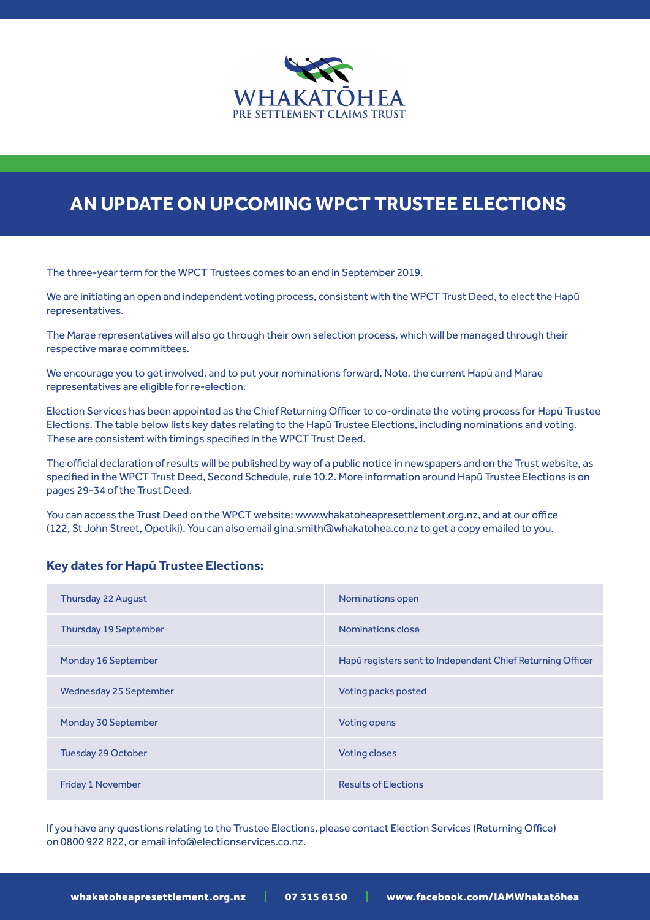WHAKATŌHEA
PRE SETTLEMENT CLAIMS TRUST

# AN UPDATE ON UPCOMING WPCT TRUSTEE ELECTIONS

The three-year term for the WPCT Trustees comes to an end in September 2019.

We are initiating an open and independent voting process, consistent with the WPCT Trust Deed, to elect the Hapū representatives.

The Marae representatives will also go through their own selection process, which will be managed through their respective marae committees.

We encourage you to get involved, and to put your nominations forward. Note, the current Hapū and Marae representatives are eligible for re-election.

Election Services has been appointed as the Chief Returning Officer to co-ordinate the voting process for Hapū Trustee Elections. The table below lists key dates relating to the Hapū Trustee Elections, including nominations and voting. These are consistent with timings specified in the WPCT Trust Deed.

The official declaration of results will be published by way of a public notice in newspapers and on the Trust website, as specified in the WPCT Trust Deed, Second Schedule, rule 10.2. More information around Hapū Trustee Elections is on pages 29-34 of the Trust Deed.

You can access the Trust Deed on the WPCT website: www.whakatoheapresettlement.org.nz, and at our office (122, St John Street, Opotiki). You can also email gina.smith@whakatohea.co.nz to get a copy emailed to you.

### Key dates for Hapū Trustee Elections:

| | |
|---|---|
| Thursday 22 August | Nominations open |
| Thursday 19 September | Nominations close |
| Monday 16 September | Hapū registers sent to Independent Chief Returning Officer |
| Wednesday 25 September | Voting packs posted |
| Monday 30 September | Voting opens |
| Tuesday 29 October | Voting closes |
| Friday 1 November | Results of Elections |

If you have any questions relating to the Trustee Elections, please contact Election Services (Returning Office) on 0800 922 822, or email info@electionservices.co.nz.

**whakatoheapresettlement.org.nz | 07 315 6150 | www.facebook.com/IAMWhakatōhea**